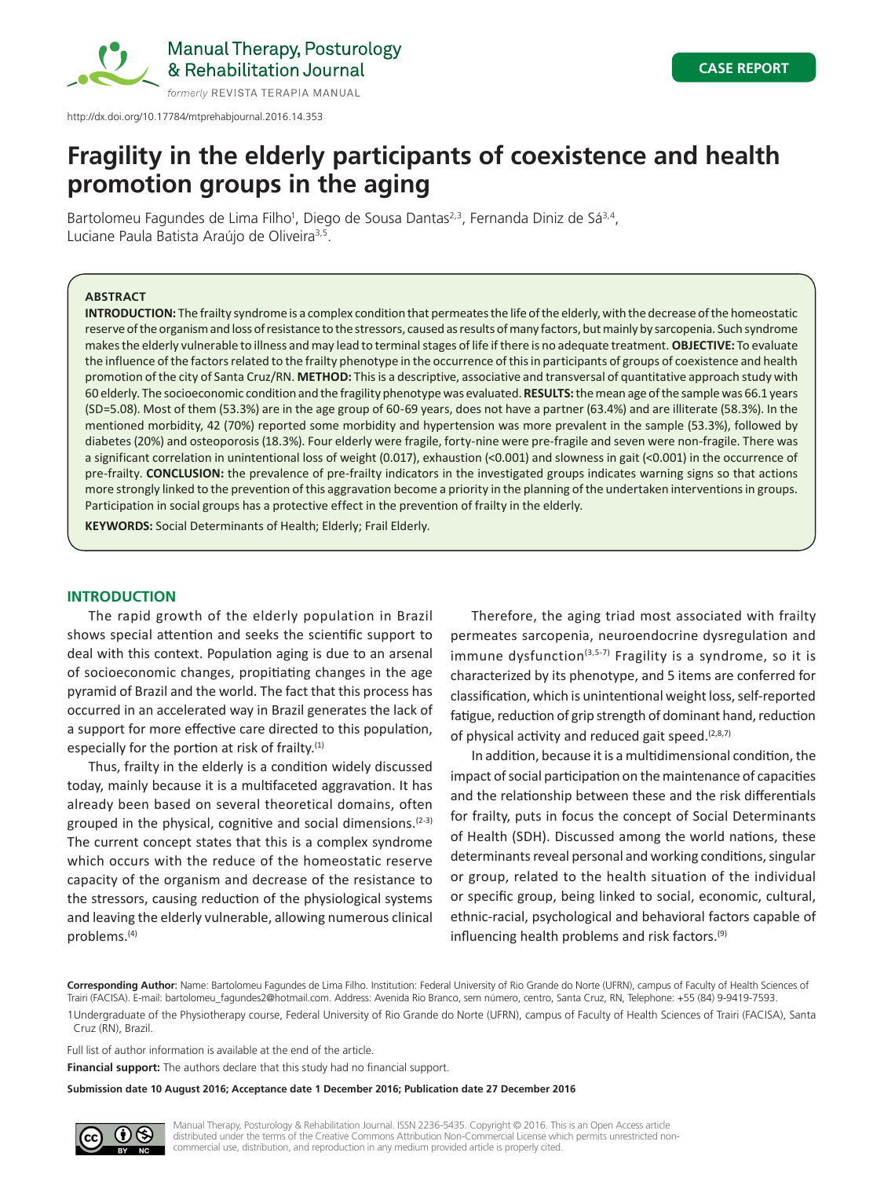CASE REPORT

http://dx.doi.org/10.17784/mtprehabjournal.2016.14.353

# Fragility in the elderly participants of coexistence and health promotion groups in the aging

Bartolomeu Fagundes de Lima Filho[1], Diego de Sousa Dantas[2,3], Fernanda Diniz de Sá[3,4], Luciane Paula Batista Araújo de Oliveira[3,5].

**ABSTRACT**

**INTRODUCTION:** The frailty syndrome is a complex condition that permeates the life of the elderly, with the decrease of the homeostatic reserve of the organism and loss of resistance to the stressors, caused as results of many factors, but mainly by sarcopenia. Such syndrome makes the elderly vulnerable to illness and may lead to terminal stages of life if there is no adequate treatment. **OBJECTIVE:** To evaluate the influence of the factors related to the frailty phenotype in the occurrence of this in participants of groups of coexistence and health promotion of the city of Santa Cruz/RN. **METHOD:** This is a descriptive, associative and transversal of quantitative approach study with 60 elderly. The socioeconomic condition and the fragility phenotype was evaluated. **RESULTS:** the mean age of the sample was 66.1 years (SD=5.08). Most of them (53.3%) are in the age group of 60-69 years, does not have a partner (63.4%) and are illiterate (58.3%). In the mentioned morbidity, 42 (70%) reported some morbidity and hypertension was more prevalent in the sample (53.3%), followed by diabetes (20%) and osteoporosis (18.3%). Four elderly were fragile, forty-nine were pre-fragile and seven were non-fragile. There was a significant correlation in unintentional loss of weight (0.017), exhaustion (<0.001) and slowness in gait (<0.001) in the occurrence of pre-frailty. **CONCLUSION:** the prevalence of pre-frailty indicators in the investigated groups indicates warning signs so that actions more strongly linked to the prevention of this aggravation become a priority in the planning of the undertaken interventions in groups. Participation in social groups has a protective effect in the prevention of frailty in the elderly.

**KEYWORDS:** Social Determinants of Health; Elderly; Frail Elderly.

## INTRODUCTION

The rapid growth of the elderly population in Brazil shows special attention and seeks the scientific support to deal with this context. Population aging is due to an arsenal of socioeconomic changes, propitiating changes in the age pyramid of Brazil and the world. The fact that this process has occurred in an accelerated way in Brazil generates the lack of a support for more effective care directed to this population, especially for the portion at risk of frailty.[1]

Thus, frailty in the elderly is a condition widely discussed today, mainly because it is a multifaceted aggravation. It has already been based on several theoretical domains, often grouped in the physical, cognitive and social dimensions.[2-3] The current concept states that this is a complex syndrome which occurs with the reduce of the homeostatic reserve capacity of the organism and decrease of the resistance to the stressors, causing reduction of the physiological systems and leaving the elderly vulnerable, allowing numerous clinical problems.[4]

Therefore, the aging triad most associated with frailty permeates sarcopenia, neuroendocrine dysregulation and immune dysfunction[3,5-7] Fragility is a syndrome, so it is characterized by its phenotype, and 5 items are conferred for classification, which is unintentional weight loss, self-reported fatigue, reduction of grip strength of dominant hand, reduction of physical activity and reduced gait speed.[2,8,7]

In addition, because it is a multidimensional condition, the impact of social participation on the maintenance of capacities and the relationship between these and the risk differentials for frailty, puts in focus the concept of Social Determinants of Health (SDH). Discussed among the world nations, these determinants reveal personal and working conditions, singular or group, related to the health situation of the individual or specific group, being linked to social, economic, cultural, ethnic-racial, psychological and behavioral factors capable of influencing health problems and risk factors.[9]

**Corresponding Author**: Name: Bartolomeu Fagundes de Lima Filho. Institution: Federal University of Rio Grande do Norte (UFRN), campus of Faculty of Health Sciences of Trairi (FACISA). E-mail: bartolomeu_fagundes2@hotmail.com. Address: Avenida Rio Branco, sem número, centro, Santa Cruz, RN, Telephone: +55 (84) 9-9419-7593.

1 Undergraduate of the Physiotherapy course, Federal University of Rio Grande do Norte (UFRN), campus of Faculty of Health Sciences of Trairi (FACISA), Santa Cruz (RN), Brazil.

Full list of author information is available at the end of the article.

**Financial support:** The authors declare that this study had no financial support.

**Submission date 10 August 2016; Acceptance date 1 December 2016; Publication date 27 December 2016**

Manual Therapy, Posturology & Rehabilitation Journal. ISSN 2236-5435. Copyright © 2016. This is an Open Access article distributed under the terms of the Creative Commons Attribution Non-Commercial License which permits unrestricted non-commercial use, distribution, and reproduction in any medium provided article is properly cited.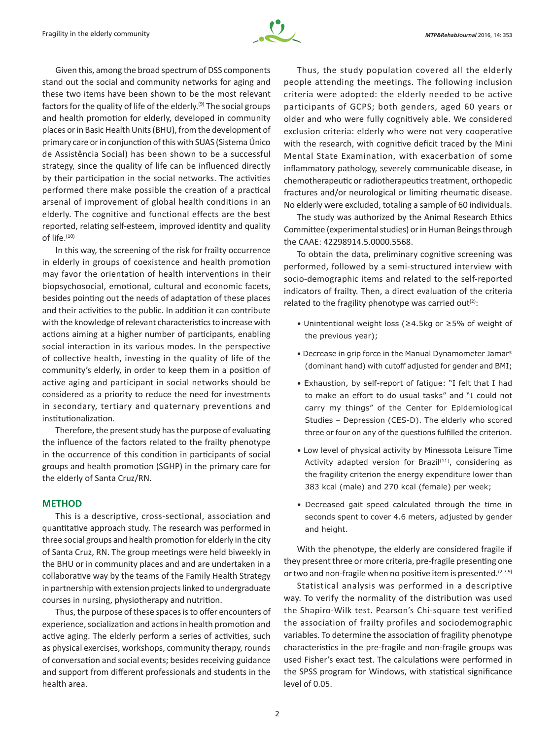Given this, among the broad spectrum of DSS components stand out the social and community networks for aging and these two items have been shown to be the most relevant factors for the quality of life of the elderly.[9] The social groups and health promotion for elderly, developed in community places or in Basic Health Units (BHU), from the development of primary care or in conjunction of this with SUAS (Sistema Único de Assistência Social) has been shown to be a successful strategy, since the quality of life can be influenced directly by their participation in the social networks. The activities performed there make possible the creation of a practical arsenal of improvement of global health conditions in an elderly. The cognitive and functional effects are the best reported, relating self-esteem, improved identity and quality of life.[10]

In this way, the screening of the risk for frailty occurrence in elderly in groups of coexistence and health promotion may favor the orientation of health interventions in their biopsychosocial, emotional, cultural and economic facets, besides pointing out the needs of adaptation of these places and their activities to the public. In addition it can contribute with the knowledge of relevant characteristics to increase with actions aiming at a higher number of participants, enabling social interaction in its various modes. In the perspective of collective health, investing in the quality of life of the community's elderly, in order to keep them in a position of active aging and participant in social networks should be considered as a priority to reduce the need for investments in secondary, tertiary and quaternary preventions and institutionalization.

Therefore, the present study has the purpose of evaluating the influence of the factors related to the frailty phenotype in the occurrence of this condition in participants of social groups and health promotion (SGHP) in the primary care for the elderly of Santa Cruz/RN.

## METHOD

This is a descriptive, cross-sectional, association and quantitative approach study. The research was performed in three social groups and health promotion for elderly in the city of Santa Cruz, RN. The group meetings were held biweekly in the BHU or in community places and and are undertaken in a collaborative way by the teams of the Family Health Strategy in partnership with extension projects linked to undergraduate courses in nursing, physiotherapy and nutrition.

Thus, the purpose of these spaces is to offer encounters of experience, socialization and actions in health promotion and active aging. The elderly perform a series of activities, such as physical exercises, workshops, community therapy, rounds of conversation and social events; besides receiving guidance and support from different professionals and students in the health area.

Thus, the study population covered all the elderly people attending the meetings. The following inclusion criteria were adopted: the elderly needed to be active participants of GCPS; both genders, aged 60 years or older and who were fully cognitively able. We considered exclusion criteria: elderly who were not very cooperative with the research, with cognitive deficit traced by the Mini Mental State Examination, with exacerbation of some inflammatory pathology, severely communicable disease, in chemotherapeutic or radiotherapeutics treatment, orthopedic fractures and/or neurological or limiting rheumatic disease. No elderly were excluded, totaling a sample of 60 individuals.

The study was authorized by the Animal Research Ethics Committee (experimental studies) or in Human Beings through the CAAE: 42298914.5.0000.5568.

To obtain the data, preliminary cognitive screening was performed, followed by a semi-structured interview with socio-demographic items and related to the self-reported indicators of frailty. Then, a direct evaluation of the criteria related to the fragility phenotype was carried out[2]:

- Unintentional weight loss (≥4.5kg or ≥5% of weight of the previous year);
- Decrease in grip force in the Manual Dynamometer Jamar® (dominant hand) with cutoff adjusted for gender and BMI;
- Exhaustion, by self-report of fatigue: "I felt that I had to make an effort to do usual tasks" and "I could not carry my things" of the Center for Epidemiological Studies – Depression (CES-D). The elderly who scored three or four on any of the questions fulfilled the criterion.
- Low level of physical activity by Minessota Leisure Time Activity adapted version for Brazil[11], considering as the fragility criterion the energy expenditure lower than 383 kcal (male) and 270 kcal (female) per week;
- Decreased gait speed calculated through the time in seconds spent to cover 4.6 meters, adjusted by gender and height.

With the phenotype, the elderly are considered fragile if they present three or more criteria, pre-fragile presenting one or two and non-fragile when no positive item is presented.[2,7,9]

Statistical analysis was performed in a descriptive way. To verify the normality of the distribution was used the Shapiro-Wilk test. Pearson's Chi-square test verified the association of frailty profiles and sociodemographic variables. To determine the association of fragility phenotype characteristics in the pre-fragile and non-fragile groups was used Fisher's exact test. The calculations were performed in the SPSS program for Windows, with statistical significance level of 0.05.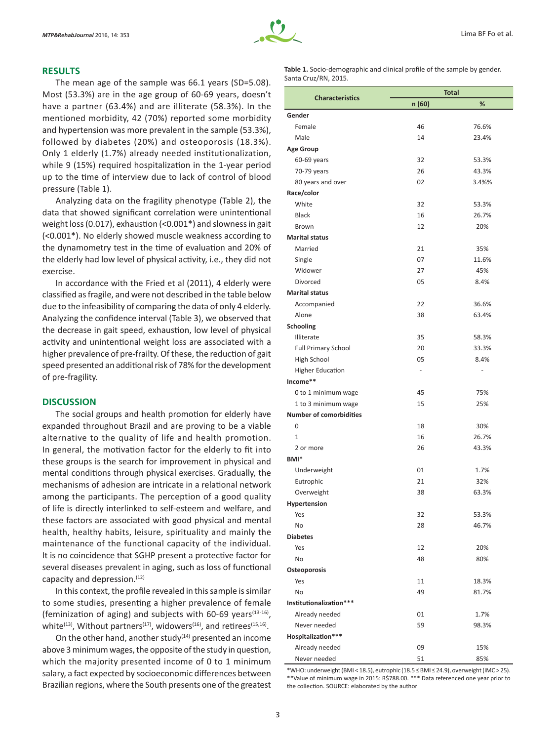## RESULTS

The mean age of the sample was 66.1 years (SD=5.08). Most (53.3%) are in the age group of 60-69 years, doesn't have a partner (63.4%) and are illiterate (58.3%). In the mentioned morbidity, 42 (70%) reported some morbidity and hypertension was more prevalent in the sample (53.3%), followed by diabetes (20%) and osteoporosis (18.3%). Only 1 elderly (1.7%) already needed institutionalization, while 9 (15%) required hospitalization in the 1-year period up to the time of interview due to lack of control of blood pressure (Table 1).

Analyzing data on the fragility phenotype (Table 2), the data that showed significant correlation were unintentional weight loss (0.017), exhaustion (<0.001*) and slowness in gait (<0.001*). No elderly showed muscle weakness according to the dynamometry test in the time of evaluation and 20% of the elderly had low level of physical activity, i.e., they did not exercise.

In accordance with the Fried et al (2011), 4 elderly were classified as fragile, and were not described in the table below due to the infeasibility of comparing the data of only 4 elderly. Analyzing the confidence interval (Table 3), we observed that the decrease in gait speed, exhaustion, low level of physical activity and unintentional weight loss are associated with a higher prevalence of pre-frailty. Of these, the reduction of gait speed presented an additional risk of 78% for the development of pre-fragility.

## DISCUSSION

The social groups and health promotion for elderly have expanded throughout Brazil and are proving to be a viable alternative to the quality of life and health promotion. In general, the motivation factor for the elderly to fit into these groups is the search for improvement in physical and mental conditions through physical exercises. Gradually, the mechanisms of adhesion are intricate in a relational network among the participants. The perception of a good quality of life is directly interlinked to self-esteem and welfare, and these factors are associated with good physical and mental health, healthy habits, leisure, spirituality and mainly the maintenance of the functional capacity of the individual. It is no coincidence that SGHP present a protective factor for several diseases prevalent in aging, such as loss of functional capacity and depression.[12]

In this context, the profile revealed in this sample is similar to some studies, presenting a higher prevalence of female (feminization of aging) and subjects with 60-69 years[13-16], white[13], Without partners[17], widowers[16], and retirees[15,16].

On the other hand, another study[14] presented an income above 3 minimum wages, the opposite of the study in question, which the majority presented income of 0 to 1 minimum salary, a fact expected by socioeconomic differences between Brazilian regions, where the South presents one of the greatest

**Table 1.** Socio-demographic and clinical profile of the sample by gender. Santa Cruz/RN, 2015.

| Characteristics | Total | |
|---|---|---|
| | n (60) | % |
| **Gender** | | |
| Female | 46 | 76.6% |
| Male | 14 | 23.4% |
| **Age Group** | | |
| 60-69 years | 32 | 53.3% |
| 70-79 years | 26 | 43.3% |
| 80 years and over | 02 | 3.4%% |
| **Race/color** | | |
| White | 32 | 53.3% |
| Black | 16 | 26.7% |
| Brown | 12 | 20% |
| **Marital status** | | |
| Married | 21 | 35% |
| Single | 07 | 11.6% |
| Widower | 27 | 45% |
| Divorced | 05 | 8.4% |
| **Marital status** | | |
| Accompanied | 22 | 36.6% |
| Alone | 38 | 63.4% |
| **Schooling** | | |
| Illiterate | 35 | 58.3% |
| Full Primary School | 20 | 33.3% |
| High School | 05 | 8.4% |
| Higher Education | - | - |
| **Income**** | | |
| 0 to 1 minimum wage | 45 | 75% |
| 1 to 3 minimum wage | 15 | 25% |
| **Number of comorbidities** | | |
| 0 | 18 | 30% |
| 1 | 16 | 26.7% |
| 2 or more | 26 | 43.3% |
| **BMI*** | | |
| Underweight | 01 | 1.7% |
| Eutrophic | 21 | 32% |
| Overweight | 38 | 63.3% |
| **Hypertension** | | |
| Yes | 32 | 53.3% |
| No | 28 | 46.7% |
| **Diabetes** | | |
| Yes | 12 | 20% |
| No | 48 | 80% |
| **Osteoporosis** | | |
| Yes | 11 | 18.3% |
| No | 49 | 81.7% |
| **Institutionalization***** | | |
| Already needed | 01 | 1.7% |
| Never needed | 59 | 98.3% |
| **Hospitalization***** | | |
| Already needed | 09 | 15% |
| Never needed | 51 | 85% |

*WHO: underweight (BMI < 18.5), eutrophic (18.5 ≤ BMI ≤ 24.9), overweight (IMC > 25). **Value of minimum wage in 2015: R$788.00. *** Data referenced one year prior to the collection. SOURCE: elaborated by the author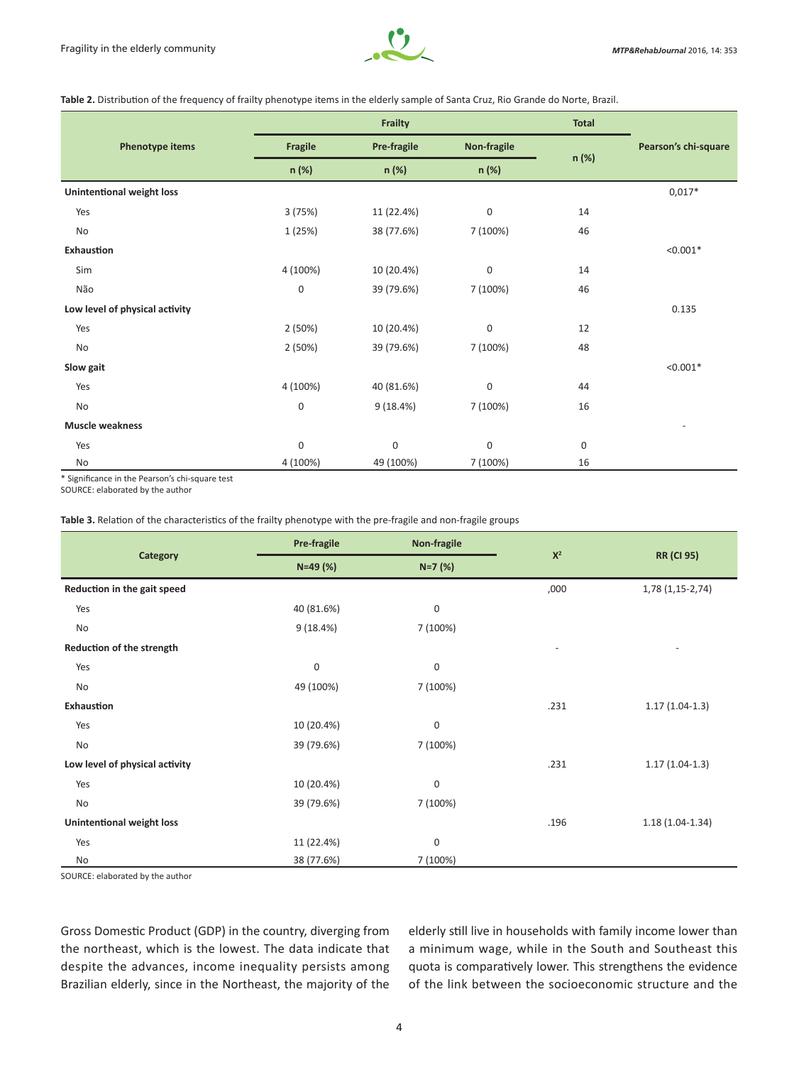**Table 2.** Distribution of the frequency of frailty phenotype items in the elderly sample of Santa Cruz, Rio Grande do Norte, Brazil.

| Phenotype items | Frailty | | | Total | Pearson's chi-square |
|---|---|---|---|---|---|
| | Fragile | Pre-fragile | Non-fragile | n (%) | |
| | n (%) | n (%) | n (%) | | |
| **Unintentional weight loss** | | | | | 0,017* |
| Yes | 3 (75%) | 11 (22.4%) | 0 | 14 | |
| No | 1 (25%) | 38 (77.6%) | 7 (100%) | 46 | |
| **Exhaustion** | | | | | <0.001* |
| Sim | 4 (100%) | 10 (20.4%) | 0 | 14 | |
| Não | 0 | 39 (79.6%) | 7 (100%) | 46 | |
| **Low level of physical activity** | | | | | 0.135 |
| Yes | 2 (50%) | 10 (20.4%) | 0 | 12 | |
| No | 2 (50%) | 39 (79.6%) | 7 (100%) | 48 | |
| **Slow gait** | | | | | <0.001* |
| Yes | 4 (100%) | 40 (81.6%) | 0 | 44 | |
| No | 0 | 9 (18.4%) | 7 (100%) | 16 | |
| **Muscle weakness** | | | | | - |
| Yes | 0 | 0 | 0 | 0 | |
| No | 4 (100%) | 49 (100%) | 7 (100%) | 16 | |

\* Significance in the Pearson's chi-square test
SOURCE: elaborated by the author

**Table 3.** Relation of the characteristics of the frailty phenotype with the pre-fragile and non-fragile groups

| Category | Pre-fragile | Non-fragile | $X^2$ | RR (CI 95) |
|---|---|---|---|---|
| | N=49 (%) | N=7 (%) | | |
| **Reduction in the gait speed** | | | ,000 | 1,78 (1,15-2,74) |
| Yes | 40 (81.6%) | 0 | | |
| No | 9 (18.4%) | 7 (100%) | | |
| **Reduction of the strength** | | | - | - |
| Yes | 0 | 0 | | |
| No | 49 (100%) | 7 (100%) | | |
| **Exhaustion** | | | .231 | 1.17 (1.04-1.3) |
| Yes | 10 (20.4%) | 0 | | |
| No | 39 (79.6%) | 7 (100%) | | |
| **Low level of physical activity** | | | .231 | 1.17 (1.04-1.3) |
| Yes | 10 (20.4%) | 0 | | |
| No | 39 (79.6%) | 7 (100%) | | |
| **Unintentional weight loss** | | | .196 | 1.18 (1.04-1.34) |
| Yes | 11 (22.4%) | 0 | | |
| No | 38 (77.6%) | 7 (100%) | | |

SOURCE: elaborated by the author

Gross Domestic Product (GDP) in the country, diverging from the northeast, which is the lowest. The data indicate that despite the advances, income inequality persists among Brazilian elderly, since in the Northeast, the majority of the elderly still live in households with family income lower than a minimum wage, while in the South and Southeast this quota is comparatively lower. This strengthens the evidence of the link between the socioeconomic structure and the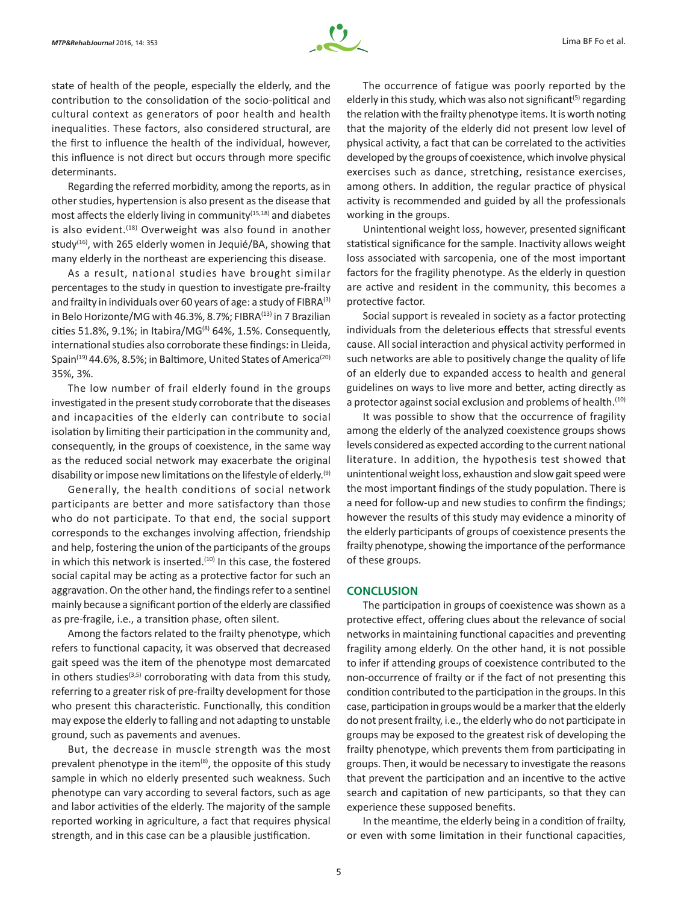state of health of the people, especially the elderly, and the contribution to the consolidation of the socio-political and cultural context as generators of poor health and health inequalities. These factors, also considered structural, are the first to influence the health of the individual, however, this influence is not direct but occurs through more specific determinants.

Regarding the referred morbidity, among the reports, as in other studies, hypertension is also present as the disease that most affects the elderly living in community[15,18] and diabetes is also evident.[18] Overweight was also found in another study[16], with 265 elderly women in Jequié/BA, showing that many elderly in the northeast are experiencing this disease.

As a result, national studies have brought similar percentages to the study in question to investigate pre-frailty and frailty in individuals over 60 years of age: a study of FIBRA[3] in Belo Horizonte/MG with 46.3%, 8.7%; FIBRA[13] in 7 Brazilian cities 51.8%, 9.1%; in Itabira/MG[8] 64%, 1.5%. Consequently, international studies also corroborate these findings: in Lleida, Spain[19] 44.6%, 8.5%; in Baltimore, United States of America[20] 35%, 3%.

The low number of frail elderly found in the groups investigated in the present study corroborate that the diseases and incapacities of the elderly can contribute to social isolation by limiting their participation in the community and, consequently, in the groups of coexistence, in the same way as the reduced social network may exacerbate the original disability or impose new limitations on the lifestyle of elderly.[9]

Generally, the health conditions of social network participants are better and more satisfactory than those who do not participate. To that end, the social support corresponds to the exchanges involving affection, friendship and help, fostering the union of the participants of the groups in which this network is inserted.[10] In this case, the fostered social capital may be acting as a protective factor for such an aggravation. On the other hand, the findings refer to a sentinel mainly because a significant portion of the elderly are classified as pre-fragile, i.e., a transition phase, often silent.

Among the factors related to the frailty phenotype, which refers to functional capacity, it was observed that decreased gait speed was the item of the phenotype most demarcated in others studies[3,5] corroborating with data from this study, referring to a greater risk of pre-frailty development for those who present this characteristic. Functionally, this condition may expose the elderly to falling and not adapting to unstable ground, such as pavements and avenues.

But, the decrease in muscle strength was the most prevalent phenotype in the item[8], the opposite of this study sample in which no elderly presented such weakness. Such phenotype can vary according to several factors, such as age and labor activities of the elderly. The majority of the sample reported working in agriculture, a fact that requires physical strength, and in this case can be a plausible justification.

The occurrence of fatigue was poorly reported by the elderly in this study, which was also not significant[5] regarding the relation with the frailty phenotype items. It is worth noting that the majority of the elderly did not present low level of physical activity, a fact that can be correlated to the activities developed by the groups of coexistence, which involve physical exercises such as dance, stretching, resistance exercises, among others. In addition, the regular practice of physical activity is recommended and guided by all the professionals working in the groups.

Unintentional weight loss, however, presented significant statistical significance for the sample. Inactivity allows weight loss associated with sarcopenia, one of the most important factors for the fragility phenotype. As the elderly in question are active and resident in the community, this becomes a protective factor.

Social support is revealed in society as a factor protecting individuals from the deleterious effects that stressful events cause. All social interaction and physical activity performed in such networks are able to positively change the quality of life of an elderly due to expanded access to health and general guidelines on ways to live more and better, acting directly as a protector against social exclusion and problems of health.[10]

It was possible to show that the occurrence of fragility among the elderly of the analyzed coexistence groups shows levels considered as expected according to the current national literature. In addition, the hypothesis test showed that unintentional weight loss, exhaustion and slow gait speed were the most important findings of the study population. There is a need for follow-up and new studies to confirm the findings; however the results of this study may evidence a minority of the elderly participants of groups of coexistence presents the frailty phenotype, showing the importance of the performance of these groups.

## CONCLUSION

The participation in groups of coexistence was shown as a protective effect, offering clues about the relevance of social networks in maintaining functional capacities and preventing fragility among elderly. On the other hand, it is not possible to infer if attending groups of coexistence contributed to the non-occurrence of frailty or if the fact of not presenting this condition contributed to the participation in the groups. In this case, participation in groups would be a marker that the elderly do not present frailty, i.e., the elderly who do not participate in groups may be exposed to the greatest risk of developing the frailty phenotype, which prevents them from participating in groups. Then, it would be necessary to investigate the reasons that prevent the participation and an incentive to the active search and capitation of new participants, so that they can experience these supposed benefits.

In the meantime, the elderly being in a condition of frailty, or even with some limitation in their functional capacities,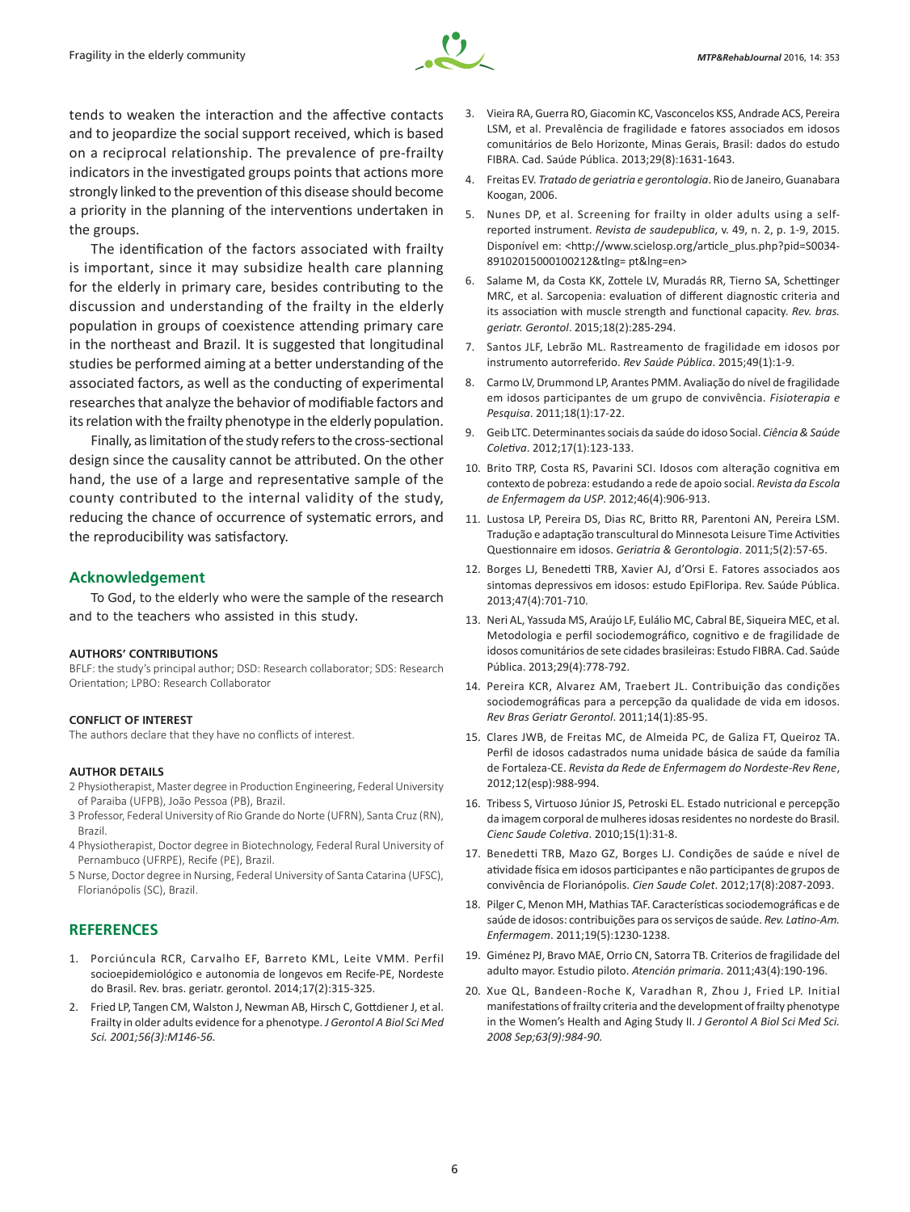tends to weaken the interaction and the affective contacts and to jeopardize the social support received, which is based on a reciprocal relationship. The prevalence of pre-frailty indicators in the investigated groups points that actions more strongly linked to the prevention of this disease should become a priority in the planning of the interventions undertaken in the groups.

The identification of the factors associated with frailty is important, since it may subsidize health care planning for the elderly in primary care, besides contributing to the discussion and understanding of the frailty in the elderly population in groups of coexistence attending primary care in the northeast and Brazil. It is suggested that longitudinal studies be performed aiming at a better understanding of the associated factors, as well as the conducting of experimental researches that analyze the behavior of modifiable factors and its relation with the frailty phenotype in the elderly population.

Finally, as limitation of the study refers to the cross-sectional design since the causality cannot be attributed. On the other hand, the use of a large and representative sample of the county contributed to the internal validity of the study, reducing the chance of occurrence of systematic errors, and the reproducibility was satisfactory.

## Acknowledgement

To God, to the elderly who were the sample of the research and to the teachers who assisted in this study.

#### AUTHORS' CONTRIBUTIONS

BFLF: the study's principal author; DSD: Research collaborator; SDS: Research Orientation; LPBO: Research Collaborator

#### CONFLICT OF INTEREST

The authors declare that they have no conflicts of interest.

#### AUTHOR DETAILS

2 Physiotherapist, Master degree in Production Engineering, Federal University of Paraiba (UFPB), João Pessoa (PB), Brazil.
3 Professor, Federal University of Rio Grande do Norte (UFRN), Santa Cruz (RN), Brazil.
4 Physiotherapist, Doctor degree in Biotechnology, Federal Rural University of Pernambuco (UFRPE), Recife (PE), Brazil.
5 Nurse, Doctor degree in Nursing, Federal University of Santa Catarina (UFSC), Florianópolis (SC), Brazil.

## REFERENCES

1. Porciúncula RCR, Carvalho EF, Barreto KML, Leite VMM. Perfil socioepidemiológico e autonomia de longevos em Recife-PE, Nordeste do Brasil. Rev. bras. geriatr. gerontol. 2014;17(2):315-325.
2. Fried LP, Tangen CM, Walston J, Newman AB, Hirsch C, Gottdiener J, et al. Frailty in older adults evidence for a phenotype. *J Gerontol A Biol Sci Med Sci. 2001;56(3):M146-56.*
3. Vieira RA, Guerra RO, Giacomin KC, Vasconcelos KSS, Andrade ACS, Pereira LSM, et al. Prevalência de fragilidade e fatores associados em idosos comunitários de Belo Horizonte, Minas Gerais, Brasil: dados do estudo FIBRA. Cad. Saúde Pública. 2013;29(8):1631-1643.
4. Freitas EV. *Tratado de geriatria e gerontologia*. Rio de Janeiro, Guanabara Koogan, 2006.
5. Nunes DP, et al. Screening for frailty in older adults using a self-reported instrument. *Revista de saudepublica*, v. 49, n. 2, p. 1-9, 2015. Disponível em: <http://www.scielosp.org/article_plus.php?pid=S0034-89102015000100212&tlng= pt&lng=en>
6. Salame M, da Costa KK, Zottele LV, Muradás RR, Tierno SA, Schettinger MRC, et al. Sarcopenia: evaluation of different diagnostic criteria and its association with muscle strength and functional capacity. *Rev. bras. geriatr. Gerontol*. 2015;18(2):285-294.
7. Santos JLF, Lebrão ML. Rastreamento de fragilidade em idosos por instrumento autorreferido. *Rev Saúde Pública*. 2015;49(1):1-9.
8. Carmo LV, Drummond LP, Arantes PMM. Avaliação do nível de fragilidade em idosos participantes de um grupo de convivência. *Fisioterapia e Pesquisa*. 2011;18(1):17-22.
9. Geib LTC. Determinantes sociais da saúde do idoso Social. *Ciência & Saúde Coletiva*. 2012;17(1):123-133.
10. Brito TRP, Costa RS, Pavarini SCI. Idosos com alteração cognitiva em contexto de pobreza: estudando a rede de apoio social. *Revista da Escola de Enfermagem da USP*. 2012;46(4):906-913.
11. Lustosa LP, Pereira DS, Dias RC, Britto RR, Parentoni AN, Pereira LSM. Tradução e adaptação transcultural do Minnesota Leisure Time Activities Questionnaire em idosos. *Geriatria & Gerontologia*. 2011;5(2):57-65.
12. Borges LJ, Benedetti TRB, Xavier AJ, d'Orsi E. Fatores associados aos sintomas depressivos em idosos: estudo EpiFloripa. Rev. Saúde Pública. 2013;47(4):701-710.
13. Neri AL, Yassuda MS, Araújo LF, Eulálio MC, Cabral BE, Siqueira MEC, et al. Metodologia e perfil sociodemográfico, cognitivo e de fragilidade de idosos comunitários de sete cidades brasileiras: Estudo FIBRA. Cad. Saúde Pública. 2013;29(4):778-792.
14. Pereira KCR, Alvarez AM, Traebert JL. Contribuição das condições sociodemográficas para a percepção da qualidade de vida em idosos. *Rev Bras Geriatr Gerontol*. 2011;14(1):85-95.
15. Clares JWB, de Freitas MC, de Almeida PC, de Galiza FT, Queiroz TA. Perfil de idosos cadastrados numa unidade básica de saúde da família de Fortaleza-CE. *Revista da Rede de Enfermagem do Nordeste-Rev Rene*, 2012;12(esp):988-994.
16. Tribess S, Virtuoso Júnior JS, Petroski EL. Estado nutricional e percepção da imagem corporal de mulheres idosas residentes no nordeste do Brasil. *Cienc Saude Coletiva*. 2010;15(1):31-8.
17. Benedetti TRB, Mazo GZ, Borges LJ. Condições de saúde e nível de atividade física em idosos participantes e não participantes de grupos de convivência de Florianópolis. *Cien Saude Colet*. 2012;17(8):2087-2093.
18. Pilger C, Menon MH, Mathias TAF. Características sociodemográficas e de saúde de idosos: contribuições para os serviços de saúde. *Rev. Latino-Am. Enfermagem*. 2011;19(5):1230-1238.
19. Giménez PJ, Bravo MAE, Orrio CN, Satorra TB. Criterios de fragilidade del adulto mayor. Estudio piloto. *Atención primaria*. 2011;43(4):190-196.
20. Xue QL, Bandeen-Roche K, Varadhan R, Zhou J, Fried LP. Initial manifestations of frailty criteria and the development of frailty phenotype in the Women's Health and Aging Study II. *J Gerontol A Biol Sci Med Sci. 2008 Sep;63(9):984-90.*